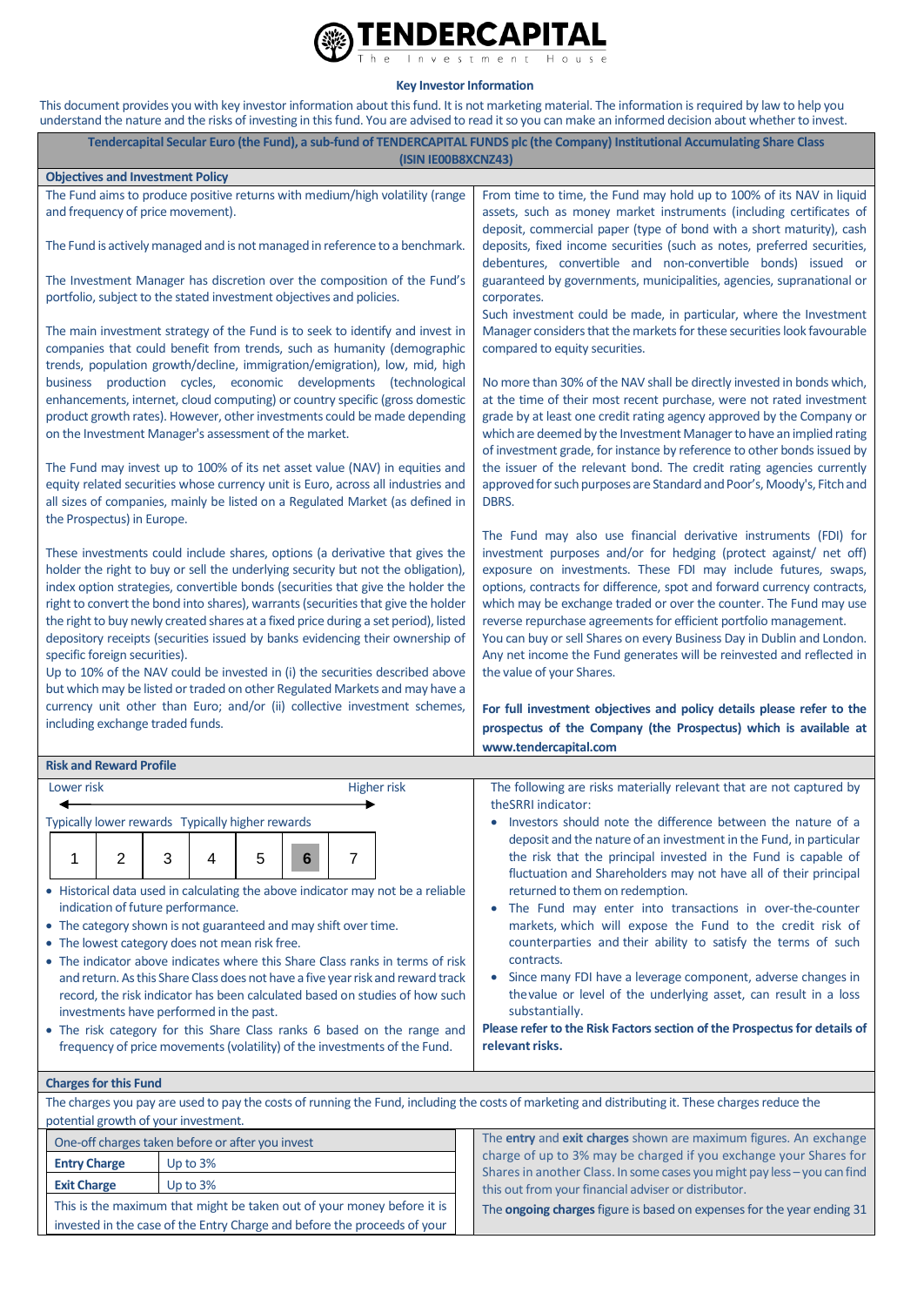# TENDERCAPITAL

The Investment House

## Key Investor Information

This document provides you with key investor information about this fund. It is not marketing material. The information is required by law to help you understand the nature and the risks of investing in this fund. You are advised to read it so you can make an informed decision about whether to invest.

**Tendercapital Secular Euro (the Fund), a sub-fund of TENDERCAPITAL FUNDS plc (the Company) Institutional Accumulating Share Class (ISIN IE00B8XCNZ43)**

### Objectives and Investment Policy

The Fund aims to produce positive returns with medium/high volatility (range and frequency of price movement).

The Fund is actively managed and is not managed in reference to a benchmark.

The Investment Manager has discretion over the composition of the Fund's portfolio, subject to the stated investment objectives and policies.

The main investment strategy of the Fund is to seek to identify and invest in companies that could benefit from trends, such as humanity (demographic trends, population growth/decline, immigration/emigration), low, mid, high business production cycles, economic developments (technological enhancements, internet, cloud computing) or country specific (gross domestic product growth rates). However, other investments could be made depending on the Investment Manager's assessment of the market.

The Fund may invest up to 100% of its net asset value (NAV) in equities and equity related securities whose currency unit is Euro, across all industries and all sizes of companies, mainly be listed on a Regulated Market (as defined in the Prospectus) in Europe.

These investments could include shares, options (a derivative that gives the holder the right to buy or sell the underlying security but not the obligation), index option strategies, convertible bonds (securities that give the holder the right to convert the bond into shares), warrants (securities that give the holder the right to buy newly created shares at a fixed price during a set period), listed depository receipts (securities issued by banks evidencing their ownership of specific foreign securities).

Up to 10% of the NAV could be invested in (i) the securities described above but which may be listed or traded on other Regulated Markets and may have a currency unit other than Euro; and/or (ii) collective investment schemes, including exchange traded funds.

From time to time, the Fund may hold up to 100% of its NAV in liquid assets, such as money market instruments (including certificates of deposit, commercial paper (type of bond with a short maturity), cash deposits, fixed income securities (such as notes, preferred securities, debentures, convertible and non-convertible bonds) issued or guaranteed by governments, municipalities, agencies, supranational or corporates.

Such investment could be made, in particular, where the Investment Manager considers that the markets for these securities look favourable compared to equity securities.

No more than 30% of the NAV shall be directly invested in bonds which, at the time of their most recent purchase, were not rated investment grade by at least one credit rating agency approved by the Company or which are deemed by the Investment Manager to have an implied rating of investment grade, for instance by reference to other bonds issued by the issuer of the relevant bond. The credit rating agencies currently approved for such purposes are Standard and Poor's, Moody's, Fitch and DBRS.

The Fund may also use financial derivative instruments (FDI) for investment purposes and/or for hedging (protect against/ net off) exposure on investments. These FDI may include futures, swaps, options, contracts for difference, spot and forward currency contracts, which may be exchange traded or over the counter. The Fund may use reverse repurchase agreements for efficient portfolio management.

You can buy or sell Shares on every Business Day in Dublin and London.

Any net income the Fund generates will be reinvested and reflected in the value of your Shares.

**For full investment objectives and policy details please refer to the prospectus of the Company (the Prospectus) which is available at www.tendercapital.com**

### Risk and Reward Profile

Lower risk ← → Higher risk

Typically lower rewards — Typically higher rewards

| 1 | 2 | 3 | 4 | 5 | **6** | 7 |
|---|---|---|---|---|---|---|

- Historical data used in calculating the above indicator may not be a reliable indication of future performance.
- The category shown is not guaranteed and may shift over time.
- The lowest category does not mean risk free.
- The indicator above indicates where this Share Class ranks in terms of risk and return. As this Share Class does not have a five year risk and reward track record, the risk indicator has been calculated based on studies of how such investments have performed in the past.
- The risk category for this Share Class ranks 6 based on the range and frequency of price movements (volatility) of the investments of the Fund.

The following are risks materially relevant that are not captured by theSRRI indicator:

- Investors should note the difference between the nature of a deposit and the nature of an investment in the Fund, in particular the risk that the principal invested in the Fund is capable of fluctuation and Shareholders may not have all of their principal returned to them on redemption.
- The Fund may enter into transactions in over-the-counter markets, which will expose the Fund to the credit risk of counterparties and their ability to satisfy the terms of such contracts.
- Since many FDI have a leverage component, adverse changes in thevalue or level of the underlying asset, can result in a loss substantially.

**Please refer to the Risk Factors section of the Prospectus for details of relevant risks.**

### Charges for this Fund

The charges you pay are used to pay the costs of running the Fund, including the costs of marketing and distributing it. These charges reduce the potential growth of your investment.

| One-off charges taken before or after you invest | |
|---|---|
| **Entry Charge** | Up to 3% |
| **Exit Charge** | Up to 3% |
| This is the maximum that might be taken out of your money before it is invested in the case of the Entry Charge and before the proceeds of your | |

The **entry** and **exit charges** shown are maximum figures. An exchange charge of up to 3% may be charged if you exchange your Shares for Shares in another Class. In some cases you might pay less – you can find this out from your financial adviser or distributor.

The **ongoing charges** figure is based on expenses for the year ending 31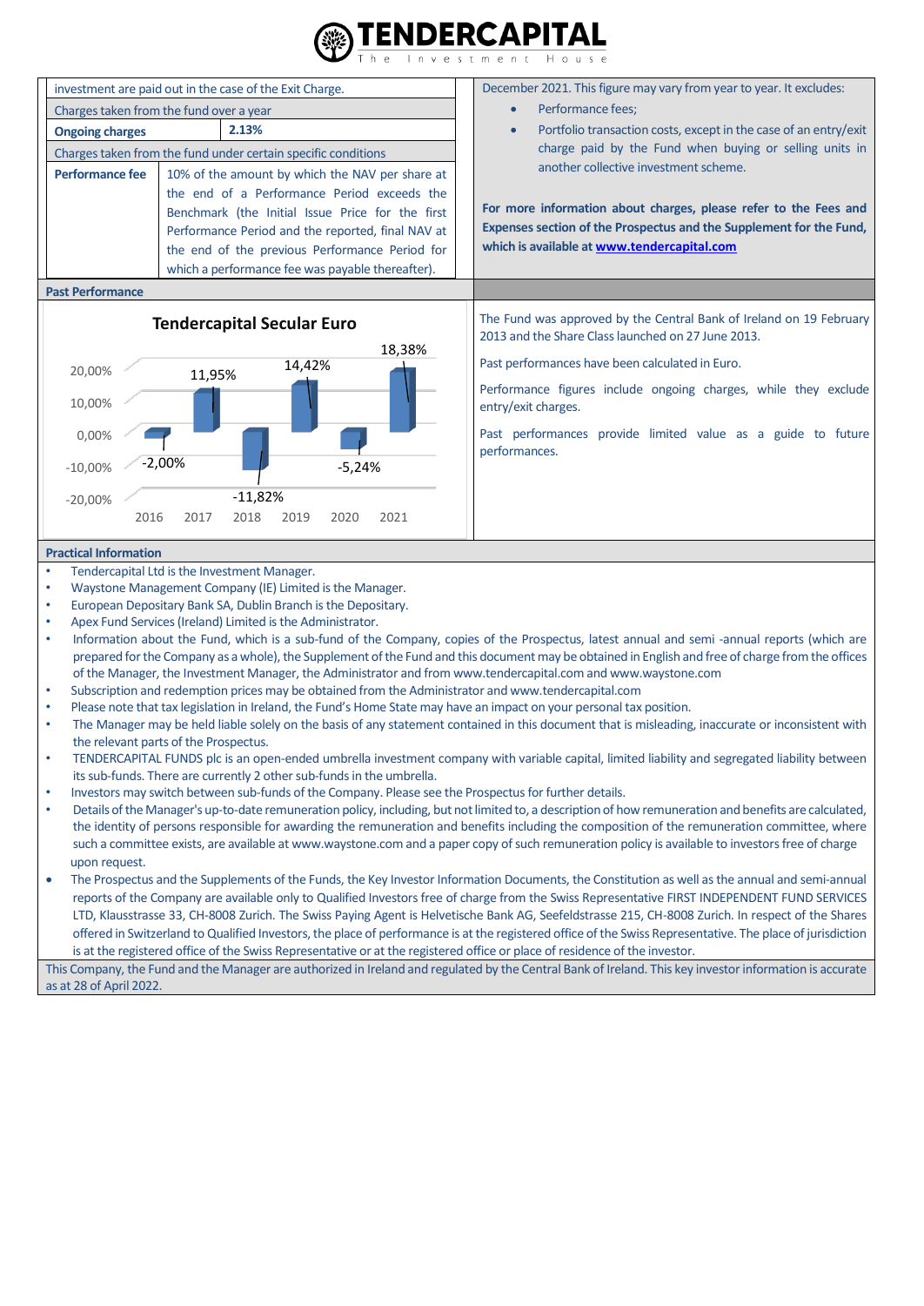| | |
|---|---|
| investment are paid out in the case of the Exit Charge. | |
| Charges taken from the fund over a year | |
| **Ongoing charges** | **2.13%** |
| Charges taken from the fund under certain specific conditions | |
| **Performance fee** | 10% of the amount by which the NAV per share at the end of a Performance Period exceeds the Benchmark (the Initial Issue Price for the first Performance Period and the reported, final NAV at the end of the previous Performance Period for which a performance fee was payable thereafter). |

December 2021. This figure may vary from year to year. It excludes:

- Performance fees;
- Portfolio transaction costs, except in the case of an entry/exit charge paid by the Fund when buying or selling units in another collective investment scheme.

**For more information about charges, please refer to the Fees and Expenses section of the Prospectus and the Supplement for the Fund, which is available at www.tendercapital.com**

## Past Performance

Tendercapital Secular Euro

20,00%
10,00%
0,00%
-10,00%
-20,00%

-2,00%
11,95%
-11,82%
14,42%
-5,24%
18,38%

2016 2017 2018 2019 2020 2021

The Fund was approved by the Central Bank of Ireland on 19 February 2013 and the Share Class launched on 27 June 2013.

Past performances have been calculated in Euro.

Performance figures include ongoing charges, while they exclude entry/exit charges.

Past performances provide limited value as a guide to future performances.

## Practical Information

- Tendercapital Ltd is the Investment Manager.
- Waystone Management Company (IE) Limited is the Manager.
- European Depositary Bank SA, Dublin Branch is the Depositary.
- Apex Fund Services (Ireland) Limited is the Administrator.
- Information about the Fund, which is a sub-fund of the Company, copies of the Prospectus, latest annual and semi -annual reports (which are prepared for the Company as a whole), the Supplement of the Fund and this document may be obtained in English and free of charge from the offices of the Manager, the Investment Manager, the Administrator and from www.tendercapital.com and www.waystone.com
- Subscription and redemption prices may be obtained from the Administrator and www.tendercapital.com
- Please note that tax legislation in Ireland, the Fund's Home State may have an impact on your personal tax position.
- The Manager may be held liable solely on the basis of any statement contained in this document that is misleading, inaccurate or inconsistent with the relevant parts of the Prospectus.
- TENDERCAPITAL FUNDS plc is an open-ended umbrella investment company with variable capital, limited liability and segregated liability between its sub-funds. There are currently 2 other sub-funds in the umbrella.
- Investors may switch between sub-funds of the Company. Please see the Prospectus for further details.
- Details of the Manager's up-to-date remuneration policy, including, but not limited to, a description of how remuneration and benefits are calculated, the identity of persons responsible for awarding the remuneration and benefits including the composition of the remuneration committee, where such a committee exists, are available at www.waystone.com and a paper copy of such remuneration policy is available to investors free of charge upon request.
- The Prospectus and the Supplements of the Funds, the Key Investor Information Documents, the Constitution as well as the annual and semi-annual reports of the Company are available only to Qualified Investors free of charge from the Swiss Representative FIRST INDEPENDENT FUND SERVICES LTD, Klausstrasse 33, CH-8008 Zurich. The Swiss Paying Agent is Helvetische Bank AG, Seefeldstrasse 215, CH-8008 Zurich. In respect of the Shares offered in Switzerland to Qualified Investors, the place of performance is at the registered office of the Swiss Representative. The place of jurisdiction is at the registered office of the Swiss Representative or at the registered office or place of residence of the investor.

This Company, the Fund and the Manager are authorized in Ireland and regulated by the Central Bank of Ireland. This key investor information is accurate as at 28 of April 2022.